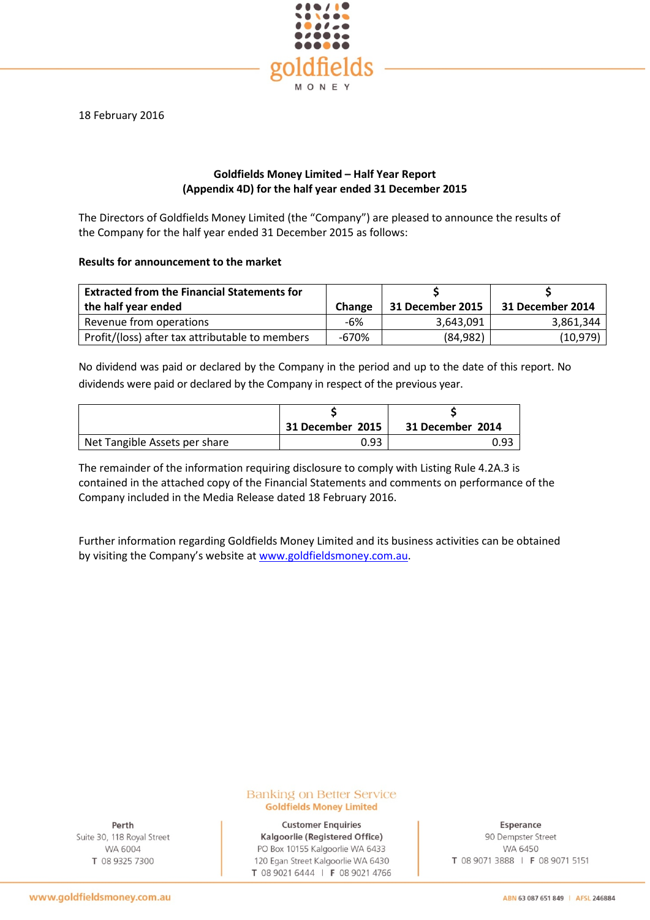18 February 2016

**Goldfields Money Limited – Half Year Report**
**(Appendix 4D) for the half year ended 31 December 2015**

The Directors of Goldfields Money Limited (the "Company") are pleased to announce the results of the Company for the half year ended 31 December 2015 as follows:

**Results for announcement to the market**

| Extracted from the Financial Statements for the half year ended | Change | $ 31 December 2015 | $ 31 December 2014 |
|---|---|---|---|
| Revenue from operations | -6% | 3,643,091 | 3,861,344 |
| Profit/(loss) after tax attributable to members | -670% | (84,982) | (10,979) |

No dividend was paid or declared by the Company in the period and up to the date of this report. No dividends were paid or declared by the Company in respect of the previous year.

| | $ 31 December 2015 | $ 31 December 2014 |
|---|---|---|
| Net Tangible Assets per share | 0.93 | 0.93 |

The remainder of the information requiring disclosure to comply with Listing Rule 4.2A.3 is contained in the attached copy of the Financial Statements and comments on performance of the Company included in the Media Release dated 18 February 2016.

Further information regarding Goldfields Money Limited and its business activities can be obtained by visiting the Company's website at www.goldfieldsmoney.com.au.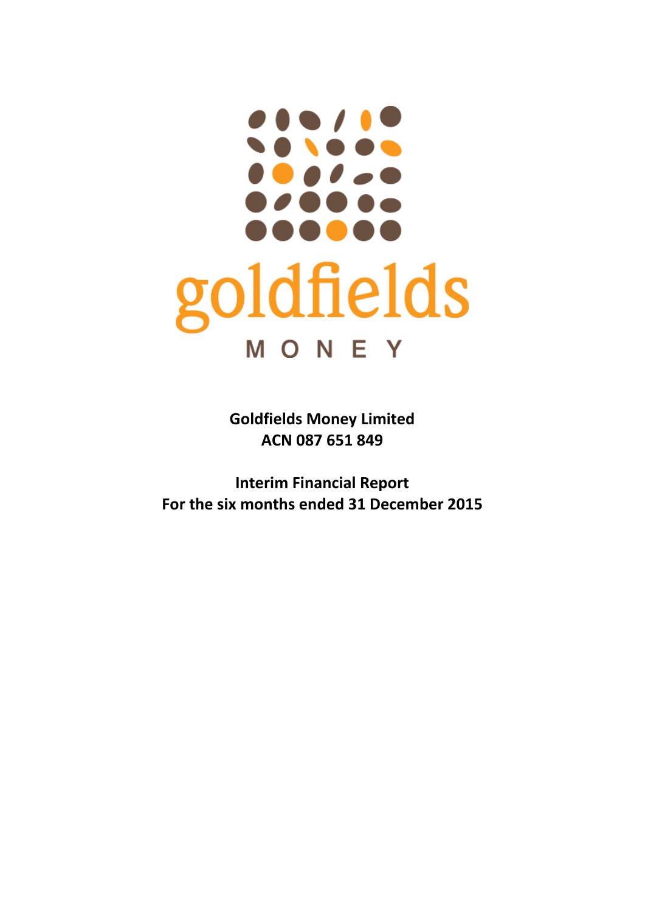goldfields

MONEY

**Goldfields Money Limited**
**ACN 087 651 849**

**Interim Financial Report**
**For the six months ended 31 December 2015**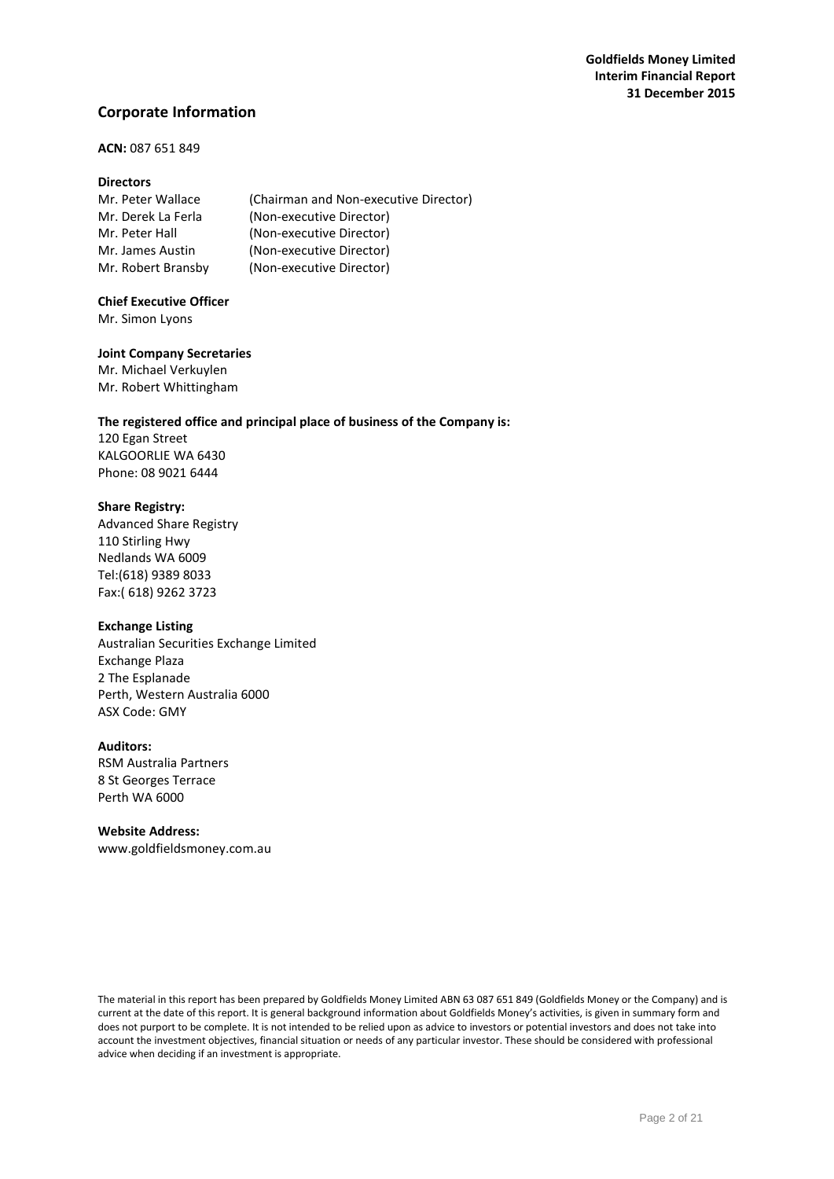## Corporate Information

**ACN:** 087 651 849

**Directors**

| | |
|---|---|
| Mr. Peter Wallace | (Chairman and Non-executive Director) |
| Mr. Derek La Ferla | (Non-executive Director) |
| Mr. Peter Hall | (Non-executive Director) |
| Mr. James Austin | (Non-executive Director) |
| Mr. Robert Bransby | (Non-executive Director) |

**Chief Executive Officer**

Mr. Simon Lyons

**Joint Company Secretaries**

Mr. Michael Verkuylen
Mr. Robert Whittingham

**The registered office and principal place of business of the Company is:**

120 Egan Street
KALGOORLIE WA 6430
Phone: 08 9021 6444

**Share Registry:**

Advanced Share Registry
110 Stirling Hwy
Nedlands WA 6009
Tel:(618) 9389 8033
Fax:( 618) 9262 3723

**Exchange Listing**

Australian Securities Exchange Limited
Exchange Plaza
2 The Esplanade
Perth, Western Australia 6000
ASX Code: GMY

**Auditors:**

RSM Australia Partners
8 St Georges Terrace
Perth WA 6000

**Website Address:**

www.goldfieldsmoney.com.au

The material in this report has been prepared by Goldfields Money Limited ABN 63 087 651 849 (Goldfields Money or the Company) and is current at the date of this report. It is general background information about Goldfields Money's activities, is given in summary form and does not purport to be complete. It is not intended to be relied upon as advice to investors or potential investors and does not take into account the investment objectives, financial situation or needs of any particular investor. These should be considered with professional advice when deciding if an investment is appropriate.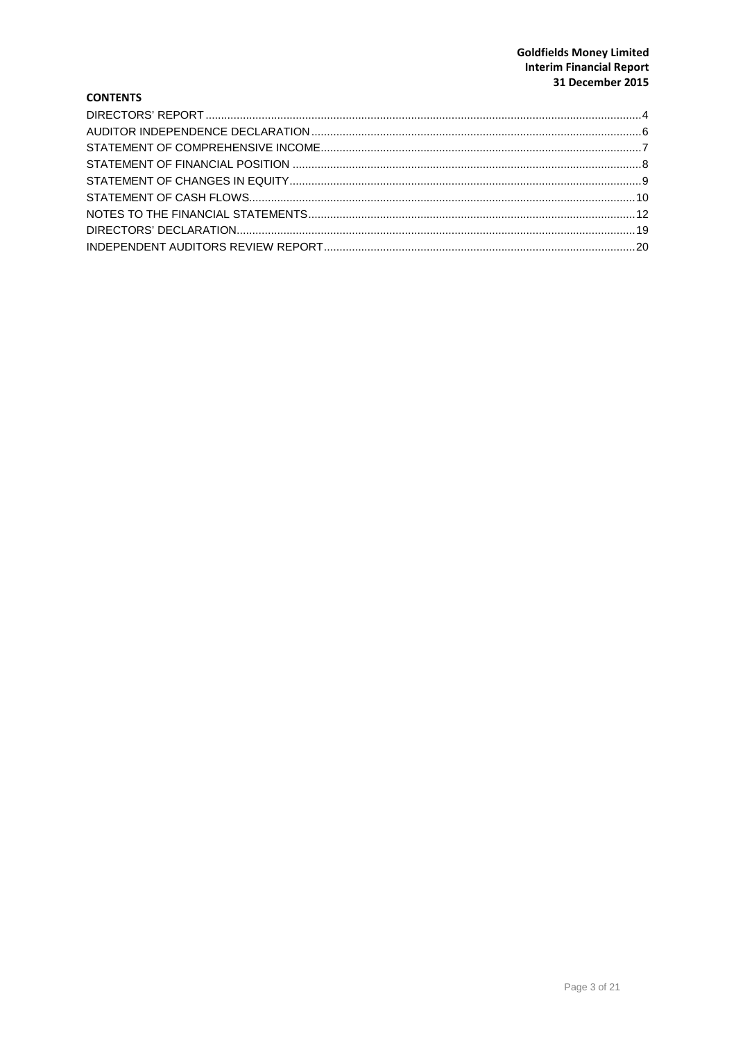## CONTENTS

| | |
|---|---|
| DIRECTORS' REPORT | 4 |
| AUDITOR INDEPENDENCE DECLARATION | 6 |
| STATEMENT OF COMPREHENSIVE INCOME | 7 |
| STATEMENT OF FINANCIAL POSITION | 8 |
| STATEMENT OF CHANGES IN EQUITY | 9 |
| STATEMENT OF CASH FLOWS | 10 |
| NOTES TO THE FINANCIAL STATEMENTS | 12 |
| DIRECTORS' DECLARATION | 19 |
| INDEPENDENT AUDITORS REVIEW REPORT | 20 |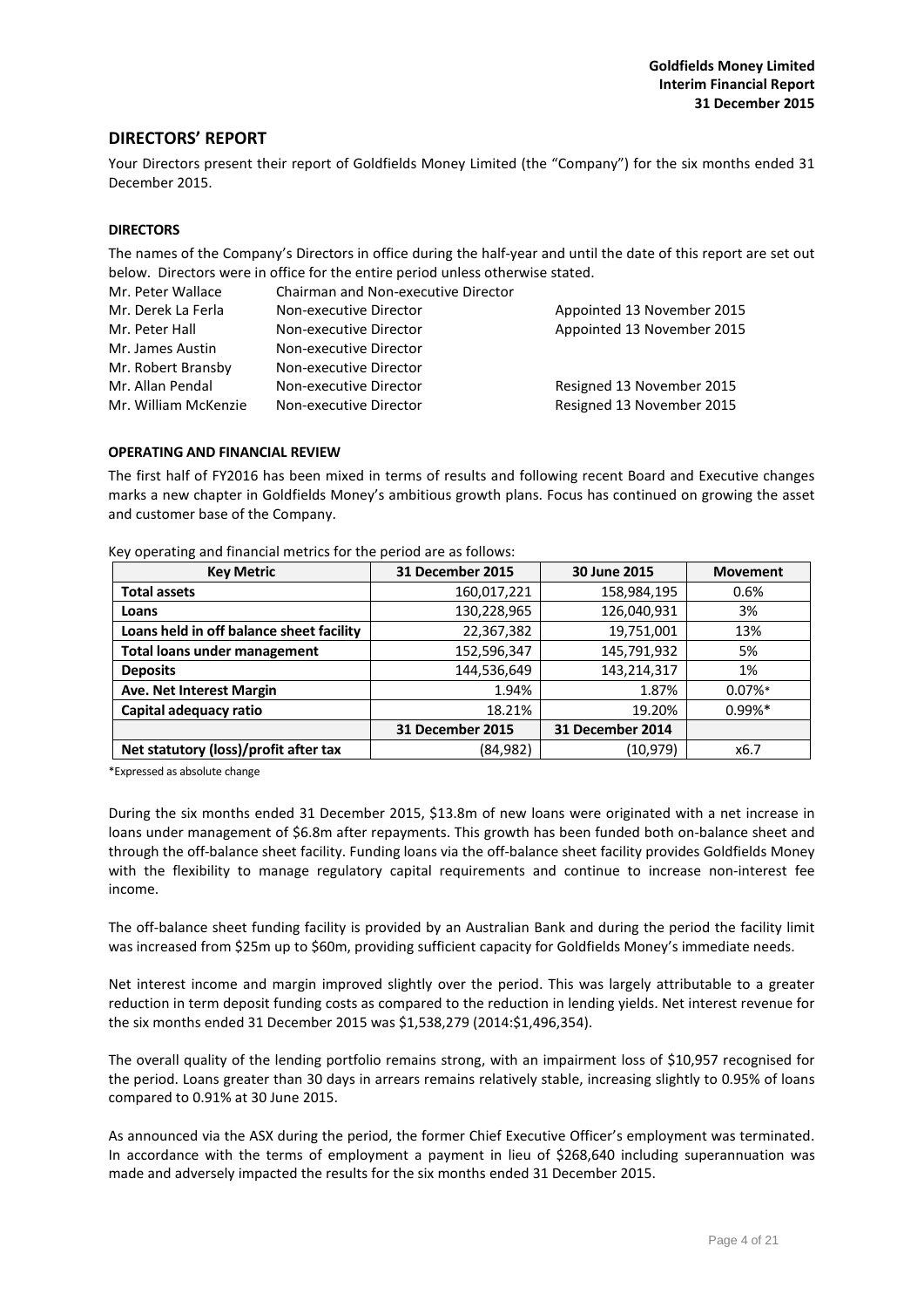## DIRECTORS' REPORT

Your Directors present their report of Goldfields Money Limited (the "Company") for the six months ended 31 December 2015.

### DIRECTORS

The names of the Company's Directors in office during the half-year and until the date of this report are set out below. Directors were in office for the entire period unless otherwise stated.

| | | |
|---|---|---|
| Mr. Peter Wallace | Chairman and Non-executive Director | |
| Mr. Derek La Ferla | Non-executive Director | Appointed 13 November 2015 |
| Mr. Peter Hall | Non-executive Director | Appointed 13 November 2015 |
| Mr. James Austin | Non-executive Director | |
| Mr. Robert Bransby | Non-executive Director | |
| Mr. Allan Pendal | Non-executive Director | Resigned 13 November 2015 |
| Mr. William McKenzie | Non-executive Director | Resigned 13 November 2015 |

### OPERATING AND FINANCIAL REVIEW

The first half of FY2016 has been mixed in terms of results and following recent Board and Executive changes marks a new chapter in Goldfields Money's ambitious growth plans. Focus has continued on growing the asset and customer base of the Company.

Key operating and financial metrics for the period are as follows:

| Key Metric | 31 December 2015 | 30 June 2015 | Movement |
|---|---|---|---|
| **Total assets** | 160,017,221 | 158,984,195 | 0.6% |
| **Loans** | 130,228,965 | 126,040,931 | 3% |
| **Loans held in off balance sheet facility** | 22,367,382 | 19,751,001 | 13% |
| **Total loans under management** | 152,596,347 | 145,791,932 | 5% |
| **Deposits** | 144,536,649 | 143,214,317 | 1% |
| **Ave. Net Interest Margin** | 1.94% | 1.87% | 0.07%* |
| **Capital adequacy ratio** | 18.21% | 19.20% | 0.99%* |
| | **31 December 2015** | **31 December 2014** | |
| **Net statutory (loss)/profit after tax** | (84,982) | (10,979) | x6.7 |

*Expressed as absolute change

During the six months ended 31 December 2015, $13.8m of new loans were originated with a net increase in loans under management of $6.8m after repayments. This growth has been funded both on-balance sheet and through the off-balance sheet facility. Funding loans via the off-balance sheet facility provides Goldfields Money with the flexibility to manage regulatory capital requirements and continue to increase non-interest fee income.

The off-balance sheet funding facility is provided by an Australian Bank and during the period the facility limit was increased from $25m up to $60m, providing sufficient capacity for Goldfields Money's immediate needs.

Net interest income and margin improved slightly over the period. This was largely attributable to a greater reduction in term deposit funding costs as compared to the reduction in lending yields. Net interest revenue for the six months ended 31 December 2015 was $1,538,279 (2014:$1,496,354).

The overall quality of the lending portfolio remains strong, with an impairment loss of $10,957 recognised for the period. Loans greater than 30 days in arrears remains relatively stable, increasing slightly to 0.95% of loans compared to 0.91% at 30 June 2015.

As announced via the ASX during the period, the former Chief Executive Officer's employment was terminated. In accordance with the terms of employment a payment in lieu of $268,640 including superannuation was made and adversely impacted the results for the six months ended 31 December 2015.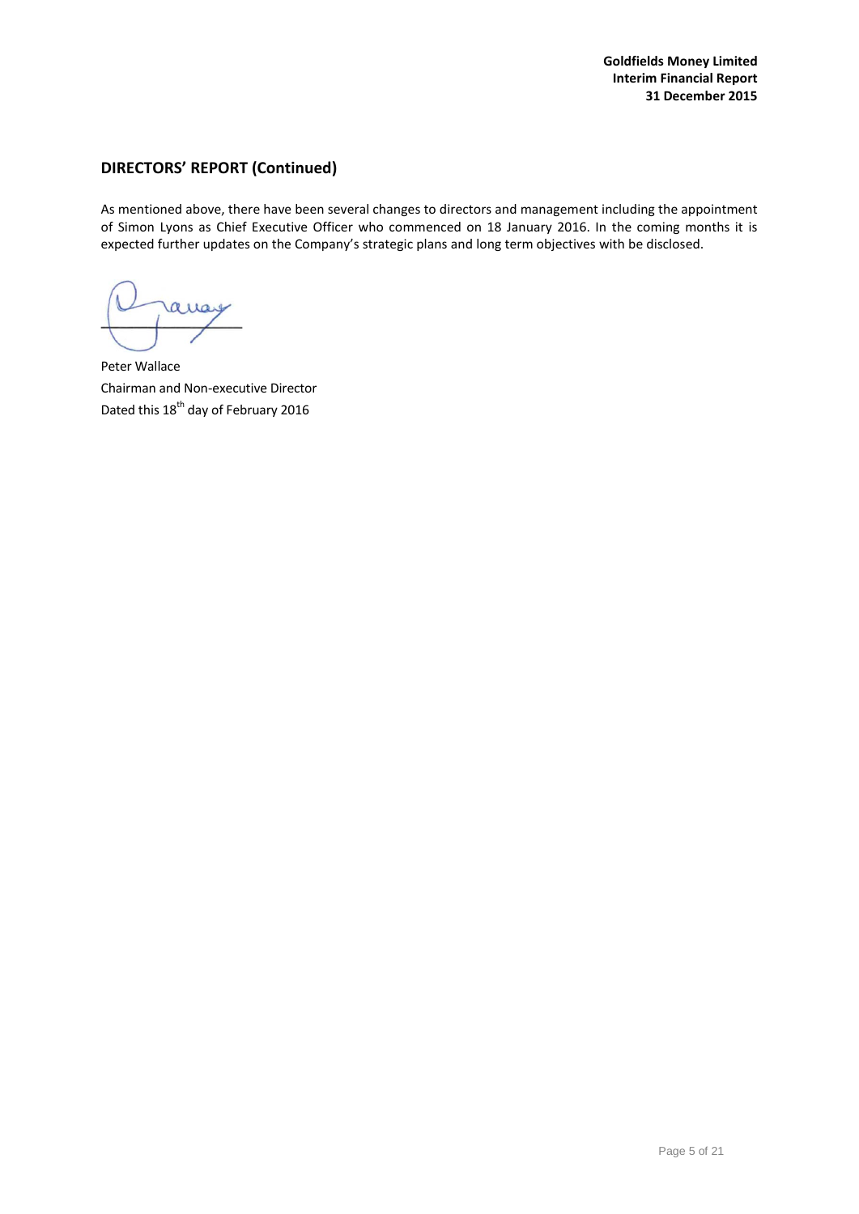## DIRECTORS' REPORT (Continued)

As mentioned above, there have been several changes to directors and management including the appointment of Simon Lyons as Chief Executive Officer who commenced on 18 January 2016. In the coming months it is expected further updates on the Company's strategic plans and long term objectives with be disclosed.

Peter Wallace
Chairman and Non-executive Director
Dated this 18th day of February 2016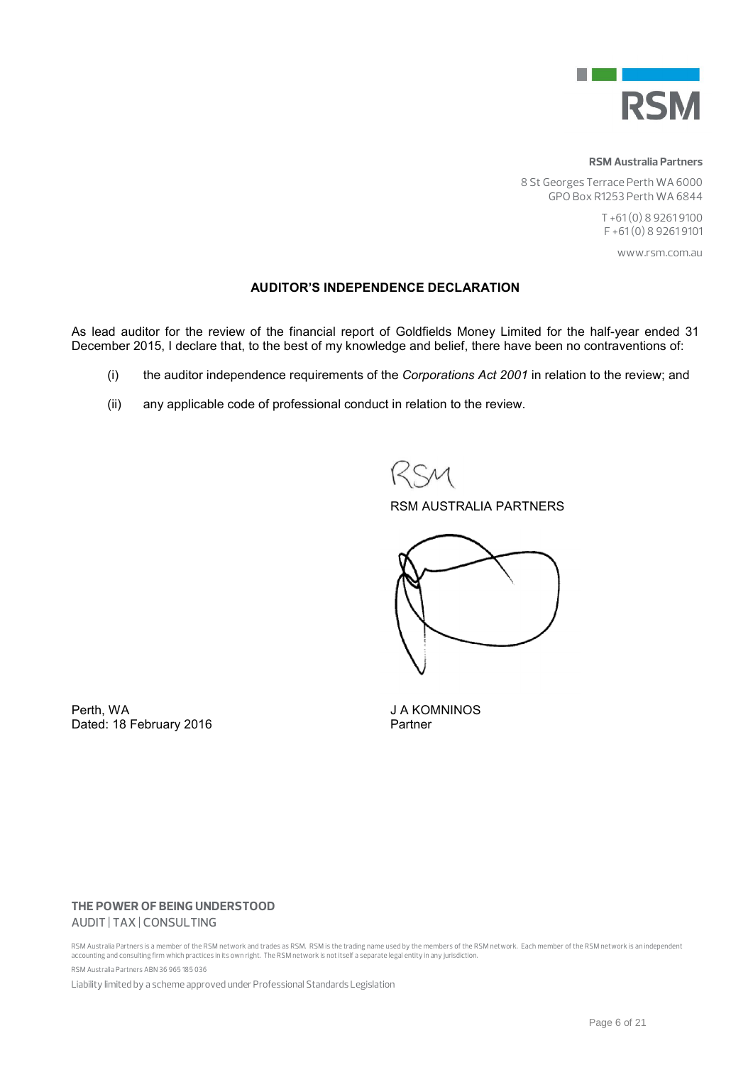**RSM Australia Partners**

8 St Georges Terrace Perth WA 6000
GPO Box R1253 Perth WA 6844

T +61 (0) 8 9261 9100
F +61 (0) 8 9261 9101

www.rsm.com.au

## AUDITOR'S INDEPENDENCE DECLARATION

As lead auditor for the review of the financial report of Goldfields Money Limited for the half-year ended 31 December 2015, I declare that, to the best of my knowledge and belief, there have been no contraventions of:

(i) the auditor independence requirements of the *Corporations Act 2001* in relation to the review; and

(ii) any applicable code of professional conduct in relation to the review.

RSM AUSTRALIA PARTNERS

Perth, WA
Dated: 18 February 2016

J A KOMNINOS
Partner

**THE POWER OF BEING UNDERSTOOD**
AUDIT | TAX | CONSULTING

RSM Australia Partners is a member of the RSM network and trades as RSM. RSM is the trading name used by the members of the RSM network. Each member of the RSM network is an independent accounting and consulting firm which practices in its own right. The RSM network is not itself a separate legal entity in any jurisdiction.

RSM Australia Partners ABN 36 965 185 036

Liability limited by a scheme approved under Professional Standards Legislation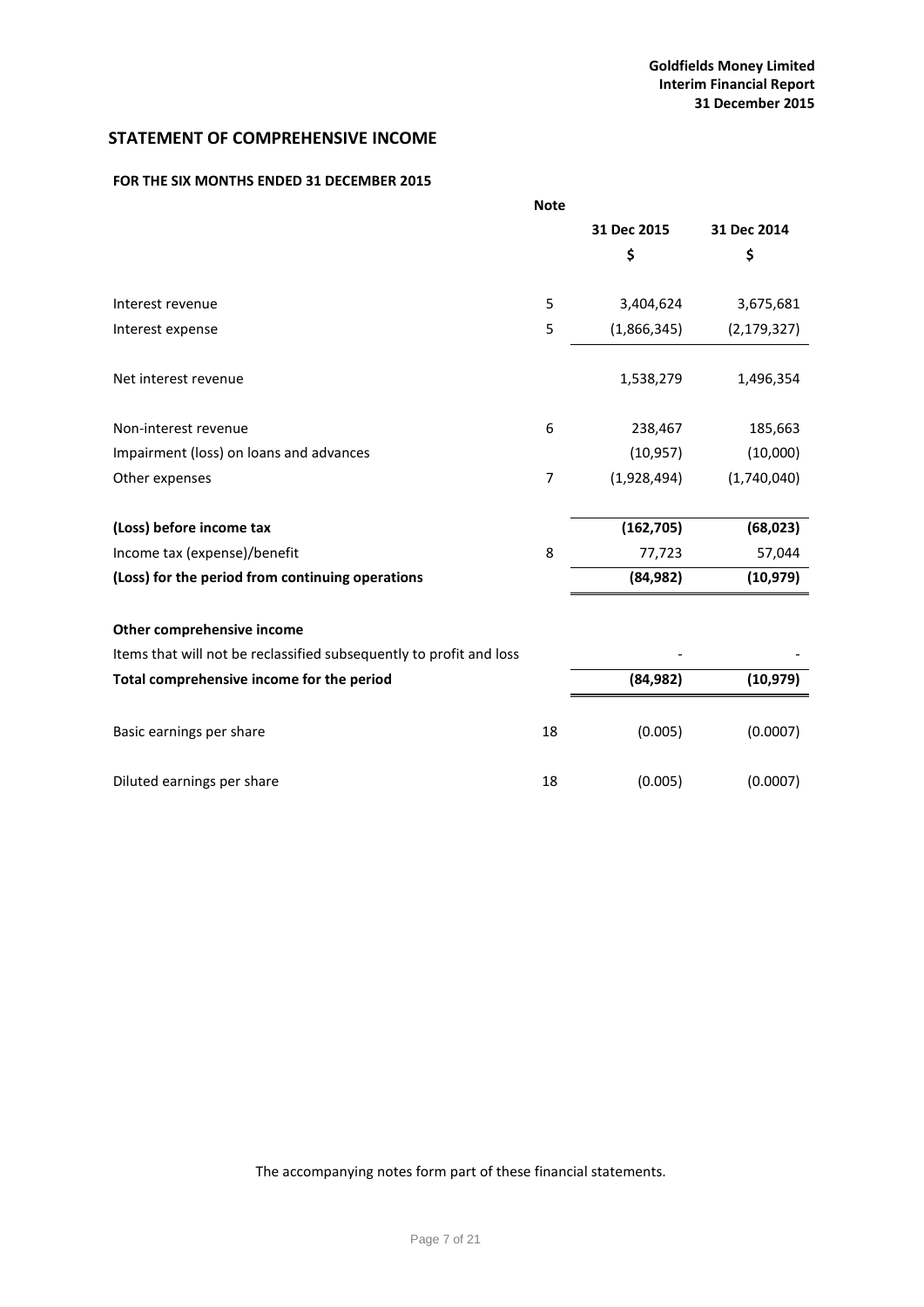## STATEMENT OF COMPREHENSIVE INCOME

### FOR THE SIX MONTHS ENDED 31 DECEMBER 2015

| | Note | 31 Dec 2015 | 31 Dec 2014 |
|---|---|---|---|
| | | $ | $ |
| Interest revenue | 5 | 3,404,624 | 3,675,681 |
| Interest expense | 5 | (1,866,345) | (2,179,327) |
| Net interest revenue | | 1,538,279 | 1,496,354 |
| Non-interest revenue | 6 | 238,467 | 185,663 |
| Impairment (loss) on loans and advances | | (10,957) | (10,000) |
| Other expenses | 7 | (1,928,494) | (1,740,040) |
| **(Loss) before income tax** | | **(162,705)** | **(68,023)** |
| Income tax (expense)/benefit | 8 | 77,723 | 57,044 |
| **(Loss) for the period from continuing operations** | | **(84,982)** | **(10,979)** |
| **Other comprehensive income** | | | |
| Items that will not be reclassified subsequently to profit and loss | | - | - |
| **Total comprehensive income for the period** | | **(84,982)** | **(10,979)** |
| Basic earnings per share | 18 | (0.005) | (0.0007) |
| Diluted earnings per share | 18 | (0.005) | (0.0007) |

The accompanying notes form part of these financial statements.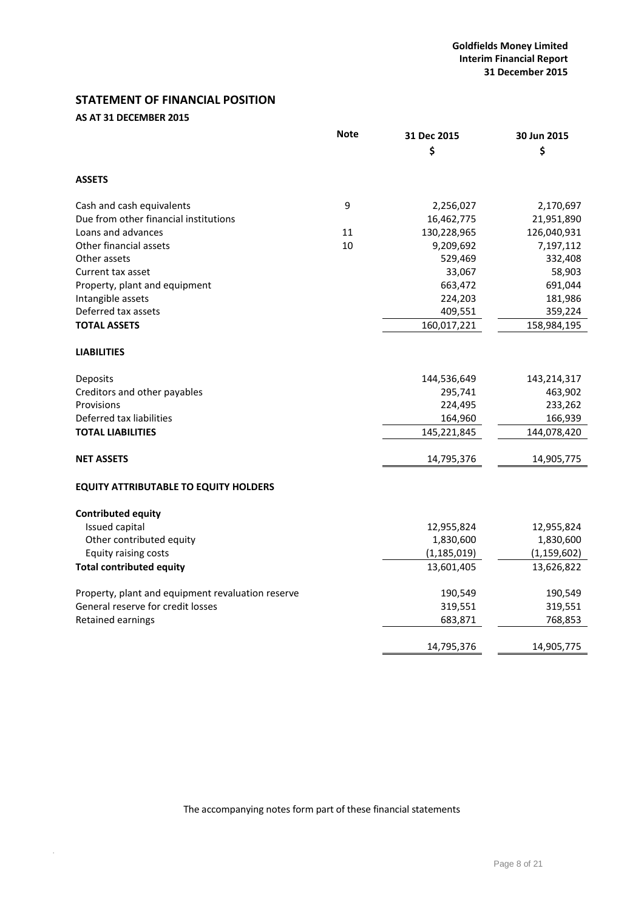## STATEMENT OF FINANCIAL POSITION

### AS AT 31 DECEMBER 2015

| | Note | 31 Dec 2015 | 30 Jun 2015 |
|---|---|---|---|
| | | $ | $ |
| **ASSETS** | | | |
| Cash and cash equivalents | 9 | 2,256,027 | 2,170,697 |
| Due from other financial institutions | | 16,462,775 | 21,951,890 |
| Loans and advances | 11 | 130,228,965 | 126,040,931 |
| Other financial assets | 10 | 9,209,692 | 7,197,112 |
| Other assets | | 529,469 | 332,408 |
| Current tax asset | | 33,067 | 58,903 |
| Property, plant and equipment | | 663,472 | 691,044 |
| Intangible assets | | 224,203 | 181,986 |
| Deferred tax assets | | 409,551 | 359,224 |
| **TOTAL ASSETS** | | 160,017,221 | 158,984,195 |
| **LIABILITIES** | | | |
| Deposits | | 144,536,649 | 143,214,317 |
| Creditors and other payables | | 295,741 | 463,902 |
| Provisions | | 224,495 | 233,262 |
| Deferred tax liabilities | | 164,960 | 166,939 |
| **TOTAL LIABILITIES** | | 145,221,845 | 144,078,420 |
| **NET ASSETS** | | 14,795,376 | 14,905,775 |
| **EQUITY ATTRIBUTABLE TO EQUITY HOLDERS** | | | |
| **Contributed equity** | | | |
| Issued capital | | 12,955,824 | 12,955,824 |
| Other contributed equity | | 1,830,600 | 1,830,600 |
| Equity raising costs | | (1,185,019) | (1,159,602) |
| **Total contributed equity** | | 13,601,405 | 13,626,822 |
| Property, plant and equipment revaluation reserve | | 190,549 | 190,549 |
| General reserve for credit losses | | 319,551 | 319,551 |
| Retained earnings | | 683,871 | 768,853 |
| | | 14,795,376 | 14,905,775 |

The accompanying notes form part of these financial statements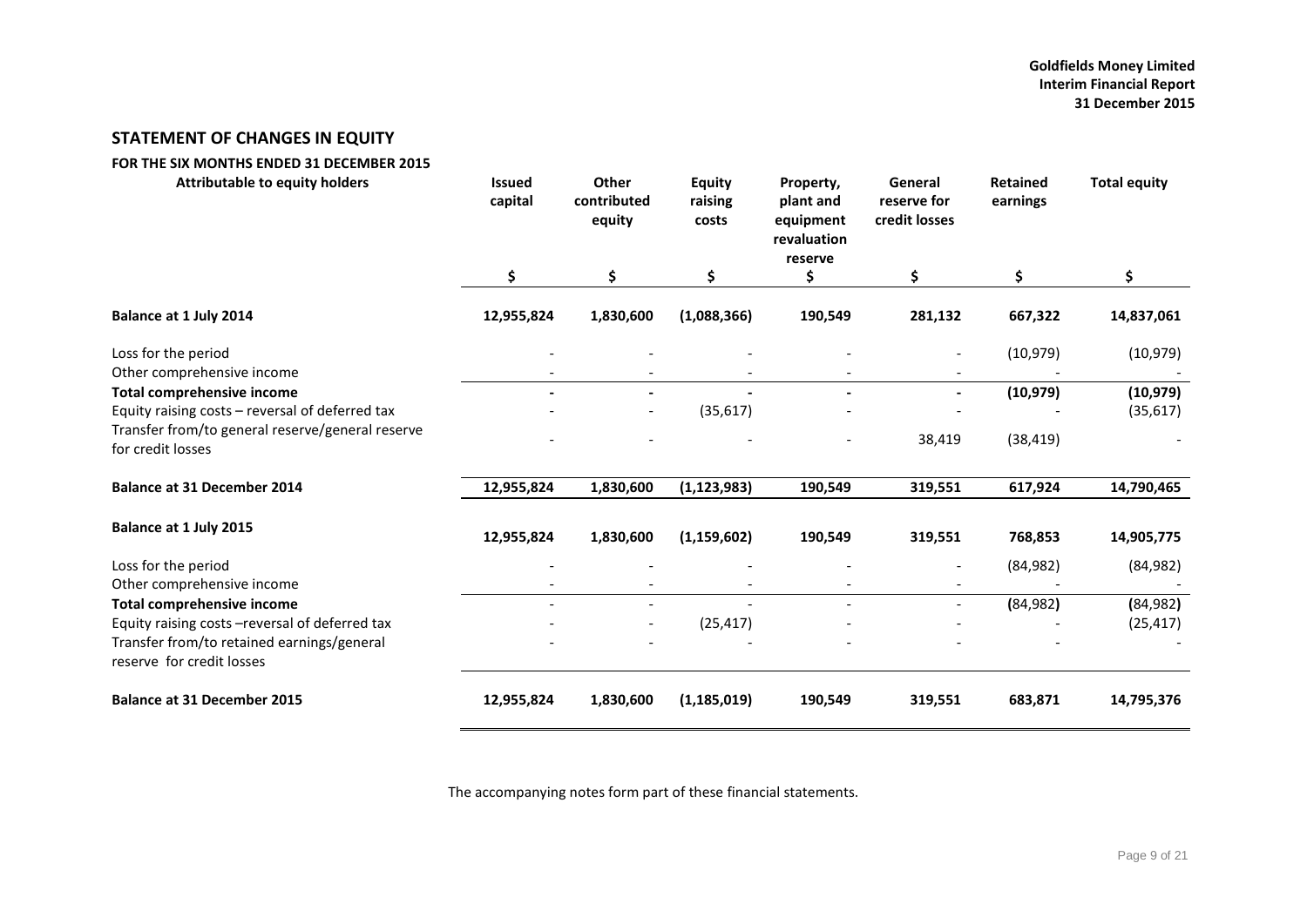## STATEMENT OF CHANGES IN EQUITY

### FOR THE SIX MONTHS ENDED 31 DECEMBER 2015

| Attributable to equity holders | Issued capital | Other contributed equity | Equity raising costs | Property, plant and equipment revaluation reserve | General reserve for credit losses | Retained earnings | Total equity |
|---|---|---|---|---|---|---|---|
| | $ | $ | $ | $ | $ | $ | $ |
| **Balance at 1 July 2014** | **12,955,824** | **1,830,600** | **(1,088,366)** | **190,549** | **281,132** | **667,322** | **14,837,061** |
| Loss for the period | - | - | - | - | - | (10,979) | (10,979) |
| Other comprehensive income | - | - | - | - | - | - | - |
| **Total comprehensive income** | **-** | **-** | **-** | **-** | **-** | **(10,979)** | **(10,979)** |
| Equity raising costs – reversal of deferred tax | - | - | (35,617) | - | - | - | (35,617) |
| Transfer from/to general reserve/general reserve for credit losses | - | - | - | - | 38,419 | (38,419) | - |
| **Balance at 31 December 2014** | **12,955,824** | **1,830,600** | **(1,123,983)** | **190,549** | **319,551** | **617,924** | **14,790,465** |
| **Balance at 1 July 2015** | **12,955,824** | **1,830,600** | **(1,159,602)** | **190,549** | **319,551** | **768,853** | **14,905,775** |
| Loss for the period | - | - | - | - | - | (84,982) | (84,982) |
| Other comprehensive income | - | - | - | - | - | - | - |
| **Total comprehensive income** | - | - | - | - | - | **(84,982)** | **(84,982)** |
| Equity raising costs –reversal of deferred tax | - | - | (25,417) | - | - | - | (25,417) |
| Transfer from/to retained earnings/general reserve for credit losses | - | - | - | - | - | - | - |
| **Balance at 31 December 2015** | **12,955,824** | **1,830,600** | **(1,185,019)** | **190,549** | **319,551** | **683,871** | **14,795,376** |

The accompanying notes form part of these financial statements.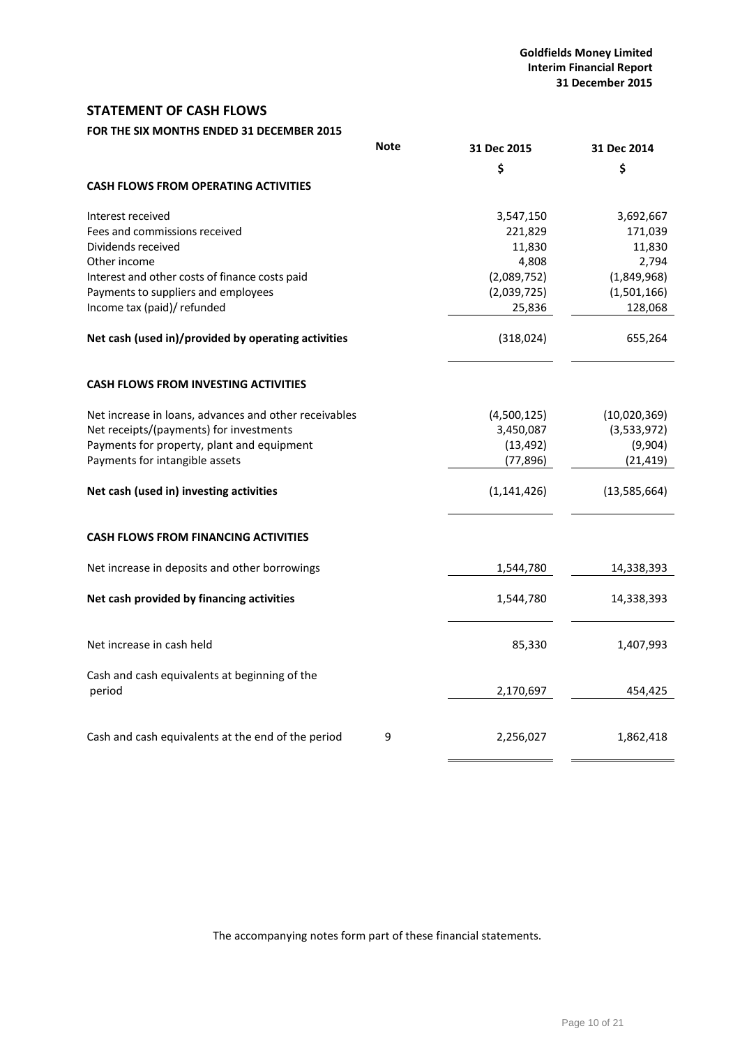## STATEMENT OF CASH FLOWS

### FOR THE SIX MONTHS ENDED 31 DECEMBER 2015

| | Note | 31 Dec 2015 | 31 Dec 2014 |
|---|---|---|---|
| | | $ | $ |
| **CASH FLOWS FROM OPERATING ACTIVITIES** | | | |
| Interest received | | 3,547,150 | 3,692,667 |
| Fees and commissions received | | 221,829 | 171,039 |
| Dividends received | | 11,830 | 11,830 |
| Other income | | 4,808 | 2,794 |
| Interest and other costs of finance costs paid | | (2,089,752) | (1,849,968) |
| Payments to suppliers and employees | | (2,039,725) | (1,501,166) |
| Income tax (paid)/ refunded | | 25,836 | 128,068 |
| **Net cash (used in)/provided by operating activities** | | (318,024) | 655,264 |
| **CASH FLOWS FROM INVESTING ACTIVITIES** | | | |
| Net increase in loans, advances and other receivables | | (4,500,125) | (10,020,369) |
| Net receipts/(payments) for investments | | 3,450,087 | (3,533,972) |
| Payments for property, plant and equipment | | (13,492) | (9,904) |
| Payments for intangible assets | | (77,896) | (21,419) |
| **Net cash (used in) investing activities** | | (1,141,426) | (13,585,664) |
| **CASH FLOWS FROM FINANCING ACTIVITIES** | | | |
| Net increase in deposits and other borrowings | | 1,544,780 | 14,338,393 |
| **Net cash provided by financing activities** | | 1,544,780 | 14,338,393 |
| Net increase in cash held | | 85,330 | 1,407,993 |
| Cash and cash equivalents at beginning of the period | | 2,170,697 | 454,425 |
| Cash and cash equivalents at the end of the period | 9 | 2,256,027 | 1,862,418 |

The accompanying notes form part of these financial statements.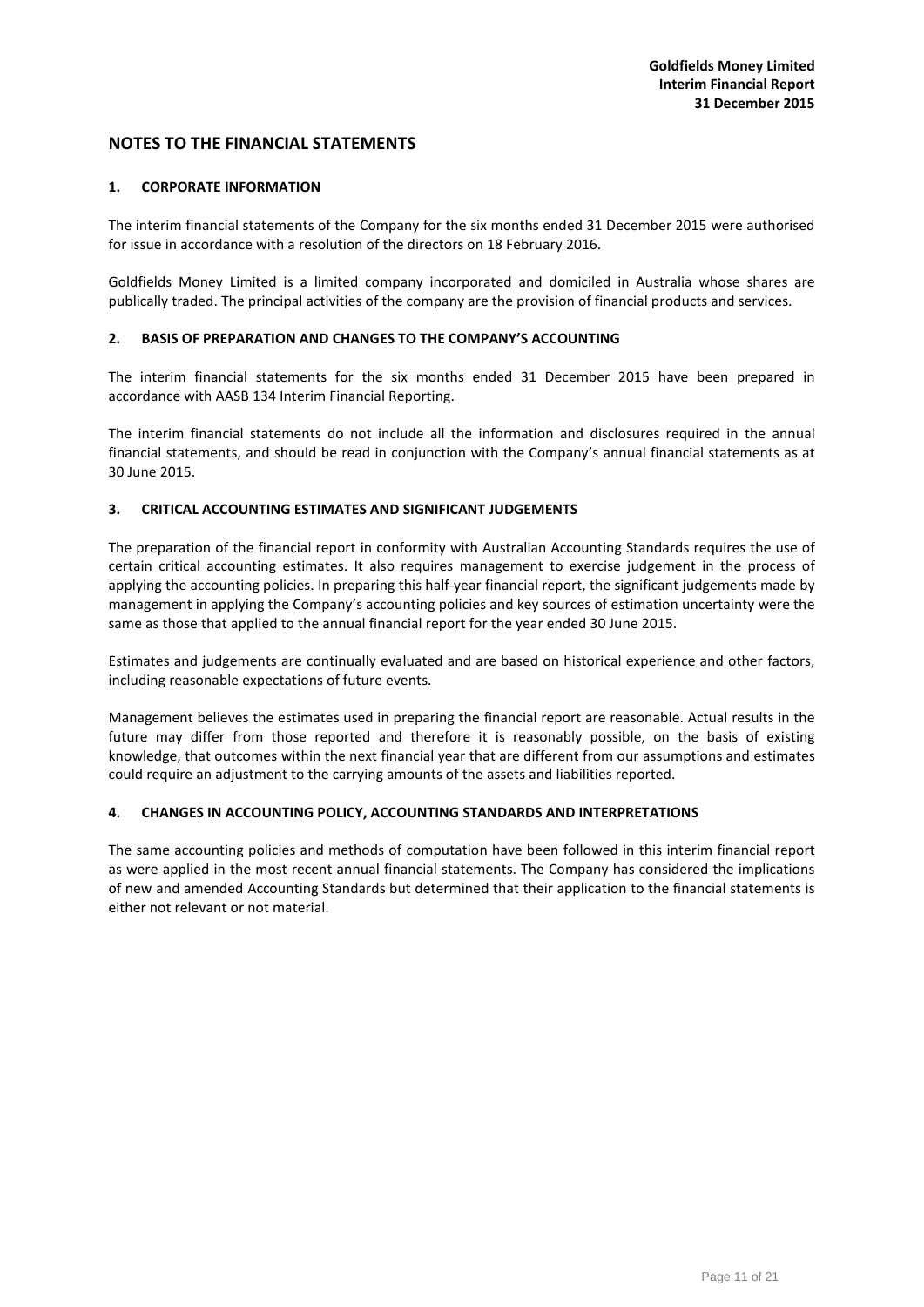## NOTES TO THE FINANCIAL STATEMENTS

### 1. CORPORATE INFORMATION

The interim financial statements of the Company for the six months ended 31 December 2015 were authorised for issue in accordance with a resolution of the directors on 18 February 2016.

Goldfields Money Limited is a limited company incorporated and domiciled in Australia whose shares are publically traded. The principal activities of the company are the provision of financial products and services.

### 2. BASIS OF PREPARATION AND CHANGES TO THE COMPANY'S ACCOUNTING

The interim financial statements for the six months ended 31 December 2015 have been prepared in accordance with AASB 134 Interim Financial Reporting.

The interim financial statements do not include all the information and disclosures required in the annual financial statements, and should be read in conjunction with the Company's annual financial statements as at 30 June 2015.

### 3. CRITICAL ACCOUNTING ESTIMATES AND SIGNIFICANT JUDGEMENTS

The preparation of the financial report in conformity with Australian Accounting Standards requires the use of certain critical accounting estimates. It also requires management to exercise judgement in the process of applying the accounting policies. In preparing this half-year financial report, the significant judgements made by management in applying the Company's accounting policies and key sources of estimation uncertainty were the same as those that applied to the annual financial report for the year ended 30 June 2015.

Estimates and judgements are continually evaluated and are based on historical experience and other factors, including reasonable expectations of future events.

Management believes the estimates used in preparing the financial report are reasonable. Actual results in the future may differ from those reported and therefore it is reasonably possible, on the basis of existing knowledge, that outcomes within the next financial year that are different from our assumptions and estimates could require an adjustment to the carrying amounts of the assets and liabilities reported.

### 4. CHANGES IN ACCOUNTING POLICY, ACCOUNTING STANDARDS AND INTERPRETATIONS

The same accounting policies and methods of computation have been followed in this interim financial report as were applied in the most recent annual financial statements. The Company has considered the implications of new and amended Accounting Standards but determined that their application to the financial statements is either not relevant or not material.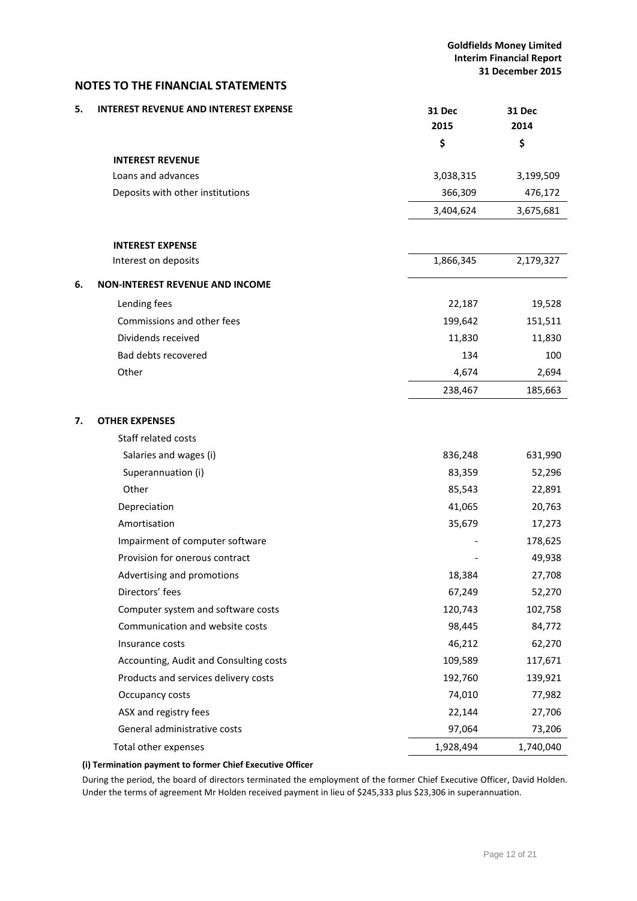## NOTES TO THE FINANCIAL STATEMENTS

### 5. INTEREST REVENUE AND INTEREST EXPENSE

| | 31 Dec 2015 | 31 Dec 2014 |
|---|---|---|
| | $ | $ |
| **INTEREST REVENUE** | | |
| Loans and advances | 3,038,315 | 3,199,509 |
| Deposits with other institutions | 366,309 | 476,172 |
| | 3,404,624 | 3,675,681 |
| **INTEREST EXPENSE** | | |
| Interest on deposits | 1,866,345 | 2,179,327 |

### 6. NON-INTEREST REVENUE AND INCOME

| | 31 Dec 2015 | 31 Dec 2014 |
|---|---|---|
| Lending fees | 22,187 | 19,528 |
| Commissions and other fees | 199,642 | 151,511 |
| Dividends received | 11,830 | 11,830 |
| Bad debts recovered | 134 | 100 |
| Other | 4,674 | 2,694 |
| | 238,467 | 185,663 |

### 7. OTHER EXPENSES

| | 31 Dec 2015 | 31 Dec 2014 |
|---|---|---|
| Staff related costs | | |
| Salaries and wages (i) | 836,248 | 631,990 |
| Superannuation (i) | 83,359 | 52,296 |
| Other | 85,543 | 22,891 |
| Depreciation | 41,065 | 20,763 |
| Amortisation | 35,679 | 17,273 |
| Impairment of computer software | - | 178,625 |
| Provision for onerous contract | - | 49,938 |
| Advertising and promotions | 18,384 | 27,708 |
| Directors' fees | 67,249 | 52,270 |
| Computer system and software costs | 120,743 | 102,758 |
| Communication and website costs | 98,445 | 84,772 |
| Insurance costs | 46,212 | 62,270 |
| Accounting, Audit and Consulting costs | 109,589 | 117,671 |
| Products and services delivery costs | 192,760 | 139,921 |
| Occupancy costs | 74,010 | 77,982 |
| ASX and registry fees | 22,144 | 27,706 |
| General administrative costs | 97,064 | 73,206 |
| Total other expenses | 1,928,494 | 1,740,040 |

**(i) Termination payment to former Chief Executive Officer**

During the period, the board of directors terminated the employment of the former Chief Executive Officer, David Holden. Under the terms of agreement Mr Holden received payment in lieu of $245,333 plus $23,306 in superannuation.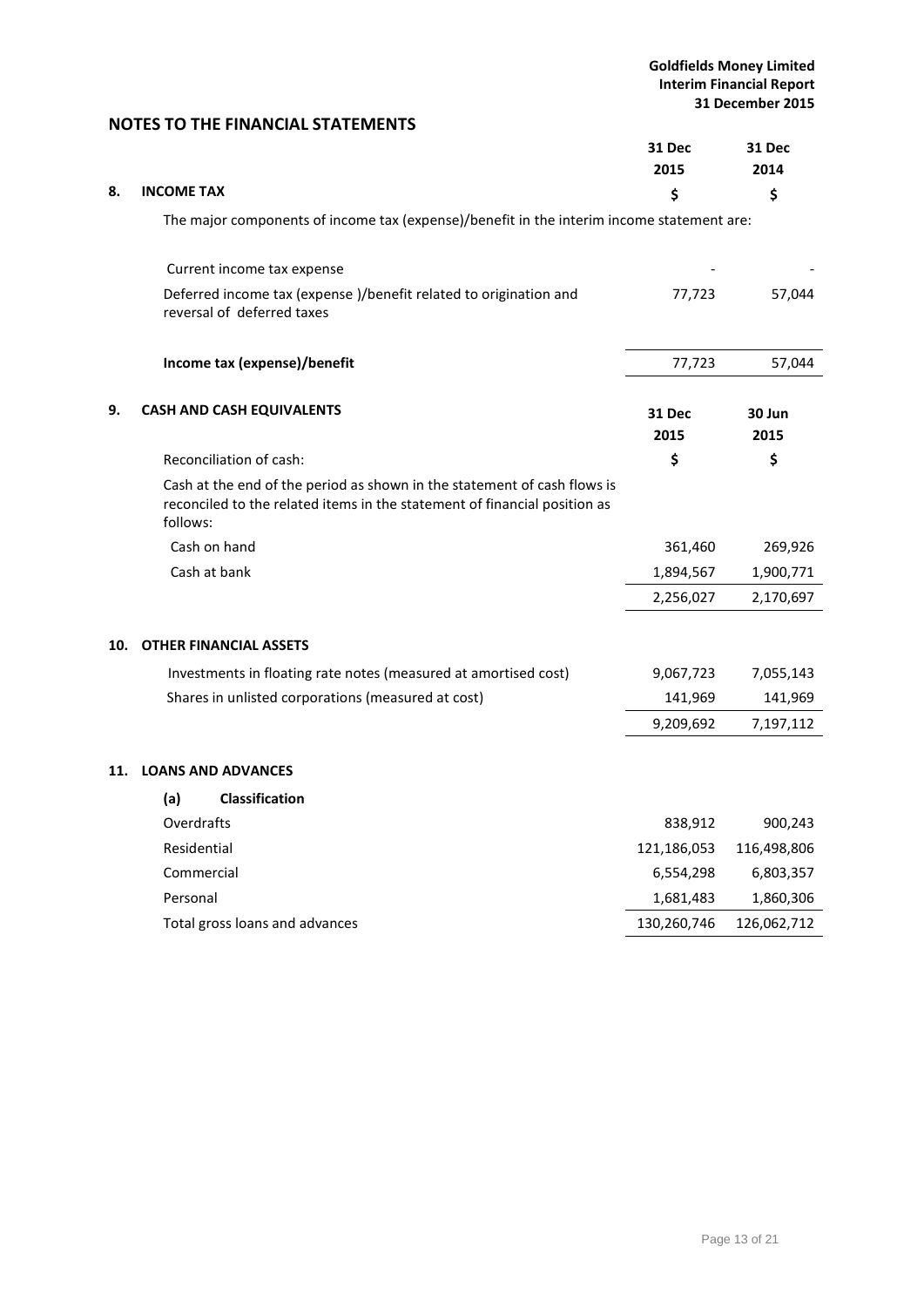## NOTES TO THE FINANCIAL STATEMENTS

### 8. INCOME TAX

| | 31 Dec 2015 | 31 Dec 2014 |
|---|---|---|
| | $ | $ |
| The major components of income tax (expense)/benefit in the interim income statement are: | | |
| Current income tax expense | - | - |
| Deferred income tax (expense )/benefit related to origination and reversal of deferred taxes | 77,723 | 57,044 |
| **Income tax (expense)/benefit** | 77,723 | 57,044 |

### 9. CASH AND CASH EQUIVALENTS

| | 31 Dec 2015 | 30 Jun 2015 |
|---|---|---|
| Reconciliation of cash: | $ | $ |
| Cash at the end of the period as shown in the statement of cash flows is reconciled to the related items in the statement of financial position as follows: | | |
| Cash on hand | 361,460 | 269,926 |
| Cash at bank | 1,894,567 | 1,900,771 |
| | 2,256,027 | 2,170,697 |

### 10. OTHER FINANCIAL ASSETS

| | 31 Dec 2015 | 30 Jun 2015 |
|---|---|---|
| Investments in floating rate notes (measured at amortised cost) | 9,067,723 | 7,055,143 |
| Shares in unlisted corporations (measured at cost) | 141,969 | 141,969 |
| | 9,209,692 | 7,197,112 |

### 11. LOANS AND ADVANCES

**(a) Classification**

| | 31 Dec 2015 | 30 Jun 2015 |
|---|---|---|
| Overdrafts | 838,912 | 900,243 |
| Residential | 121,186,053 | 116,498,806 |
| Commercial | 6,554,298 | 6,803,357 |
| Personal | 1,681,483 | 1,860,306 |
| Total gross loans and advances | 130,260,746 | 126,062,712 |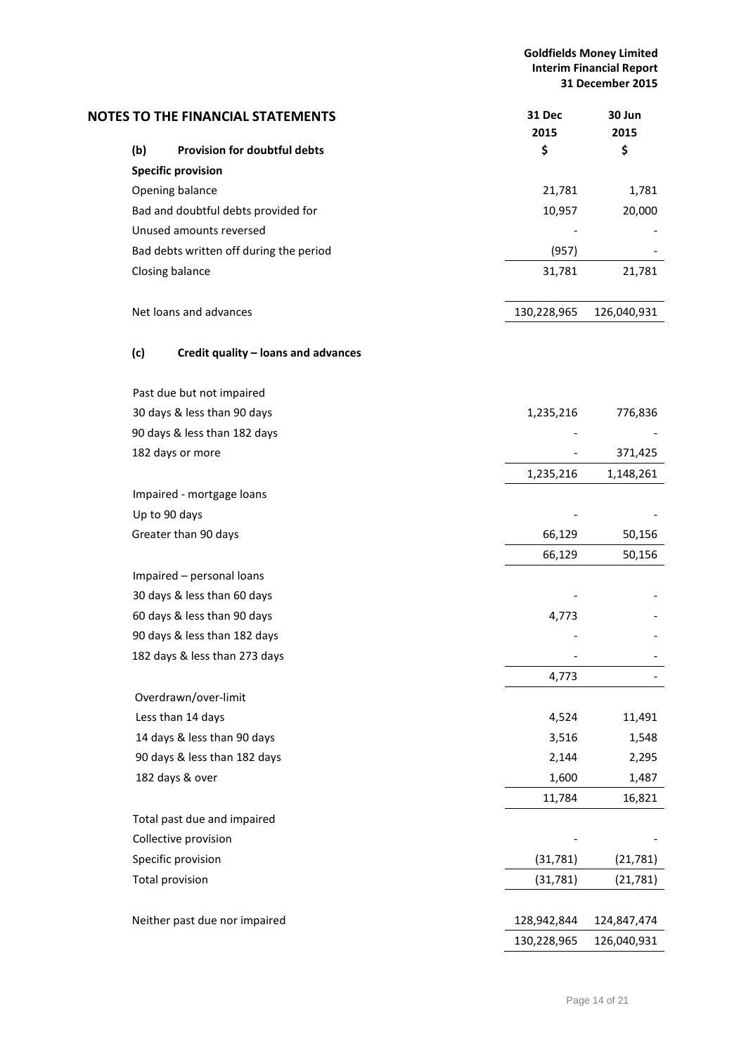## NOTES TO THE FINANCIAL STATEMENTS

| | 31 Dec 2015 | 30 Jun 2015 |
|---|---|---|
| **(b) Provision for doubtful debts** | **$** | **$** |
| **Specific provision** | | |
| Opening balance | 21,781 | 1,781 |
| Bad and doubtful debts provided for | 10,957 | 20,000 |
| Unused amounts reversed | - | - |
| Bad debts written off during the period | (957) | - |
| Closing balance | 31,781 | 21,781 |
| | | |
| Net loans and advances | 130,228,965 | 126,040,931 |

**(c) Credit quality – loans and advances**

| | 31 Dec 2015 | 30 Jun 2015 |
|---|---|---|
| Past due but not impaired | | |
| 30 days & less than 90 days | 1,235,216 | 776,836 |
| 90 days & less than 182 days | - | - |
| 182 days or more | - | 371,425 |
| | 1,235,216 | 1,148,261 |
| Impaired - mortgage loans | | |
| Up to 90 days | - | - |
| Greater than 90 days | 66,129 | 50,156 |
| | 66,129 | 50,156 |
| Impaired – personal loans | | |
| 30 days & less than 60 days | - | - |
| 60 days & less than 90 days | 4,773 | - |
| 90 days & less than 182 days | - | - |
| 182 days & less than 273 days | - | - |
| | 4,773 | - |
| Overdrawn/over-limit | | |
| Less than 14 days | 4,524 | 11,491 |
| 14 days & less than 90 days | 3,516 | 1,548 |
| 90 days & less than 182 days | 2,144 | 2,295 |
| 182 days & over | 1,600 | 1,487 |
| | 11,784 | 16,821 |
| Total past due and impaired | | |
| Collective provision | - | - |
| Specific provision | (31,781) | (21,781) |
| Total provision | (31,781) | (21,781) |
| | | |
| Neither past due nor impaired | 128,942,844 | 124,847,474 |
| | 130,228,965 | 126,040,931 |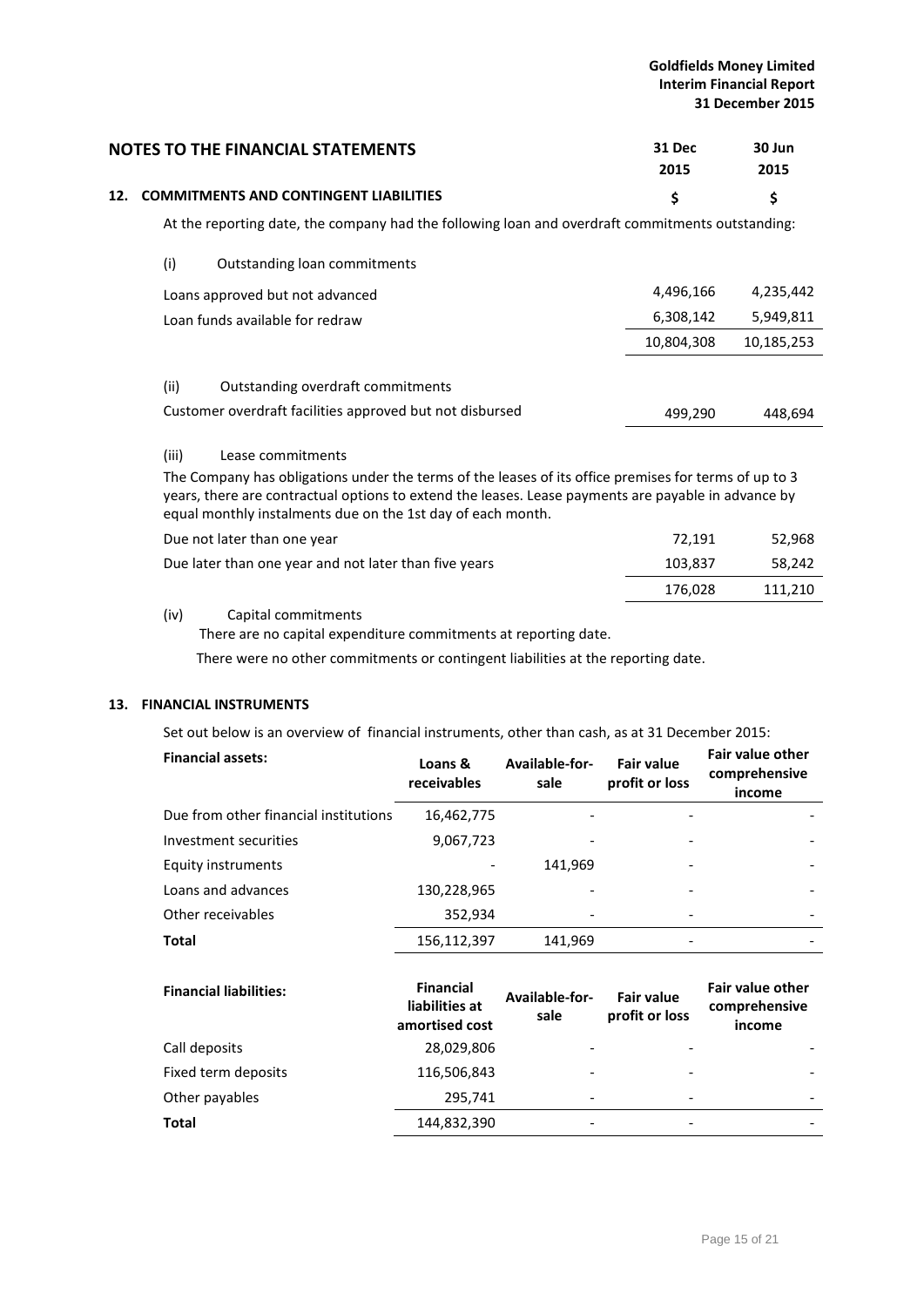## NOTES TO THE FINANCIAL STATEMENTS

### 12. COMMITMENTS AND CONTINGENT LIABILITIES

At the reporting date, the company had the following loan and overdraft commitments outstanding:

| | 31 Dec 2015 $ | 30 Jun 2015 $ |
|---|---|---|
| **(i) Outstanding loan commitments** | | |
| Loans approved but not advanced | 4,496,166 | 4,235,442 |
| Loan funds available for redraw | 6,308,142 | 5,949,811 |
| | 10,804,308 | 10,185,253 |
| **(ii) Outstanding overdraft commitments** | | |
| Customer overdraft facilities approved but not disbursed | 499,290 | 448,694 |

(iii) Lease commitments

The Company has obligations under the terms of the leases of its office premises for terms of up to 3 years, there are contractual options to extend the leases. Lease payments are payable in advance by equal monthly instalments due on the 1st day of each month.

| | 31 Dec 2015 $ | 30 Jun 2015 $ |
|---|---|---|
| Due not later than one year | 72,191 | 52,968 |
| Due later than one year and not later than five years | 103,837 | 58,242 |
| | 176,028 | 111,210 |

(iv) Capital commitments

There are no capital expenditure commitments at reporting date.

There were no other commitments or contingent liabilities at the reporting date.

### 13. FINANCIAL INSTRUMENTS

Set out below is an overview of financial instruments, other than cash, as at 31 December 2015:

| **Financial assets:** | Loans & receivables | Available-for-sale | Fair value profit or loss | Fair value other comprehensive income |
|---|---|---|---|---|
| Due from other financial institutions | 16,462,775 | - | - | - |
| Investment securities | 9,067,723 | - | - | - |
| Equity instruments | - | 141,969 | - | - |
| Loans and advances | 130,228,965 | - | - | - |
| Other receivables | 352,934 | - | - | - |
| **Total** | 156,112,397 | 141,969 | - | - |

| **Financial liabilities:** | Financial liabilities at amortised cost | Available-for-sale | Fair value profit or loss | Fair value other comprehensive income |
|---|---|---|---|---|
| Call deposits | 28,029,806 | - | - | - |
| Fixed term deposits | 116,506,843 | - | - | - |
| Other payables | 295,741 | - | - | - |
| **Total** | 144,832,390 | - | - | - |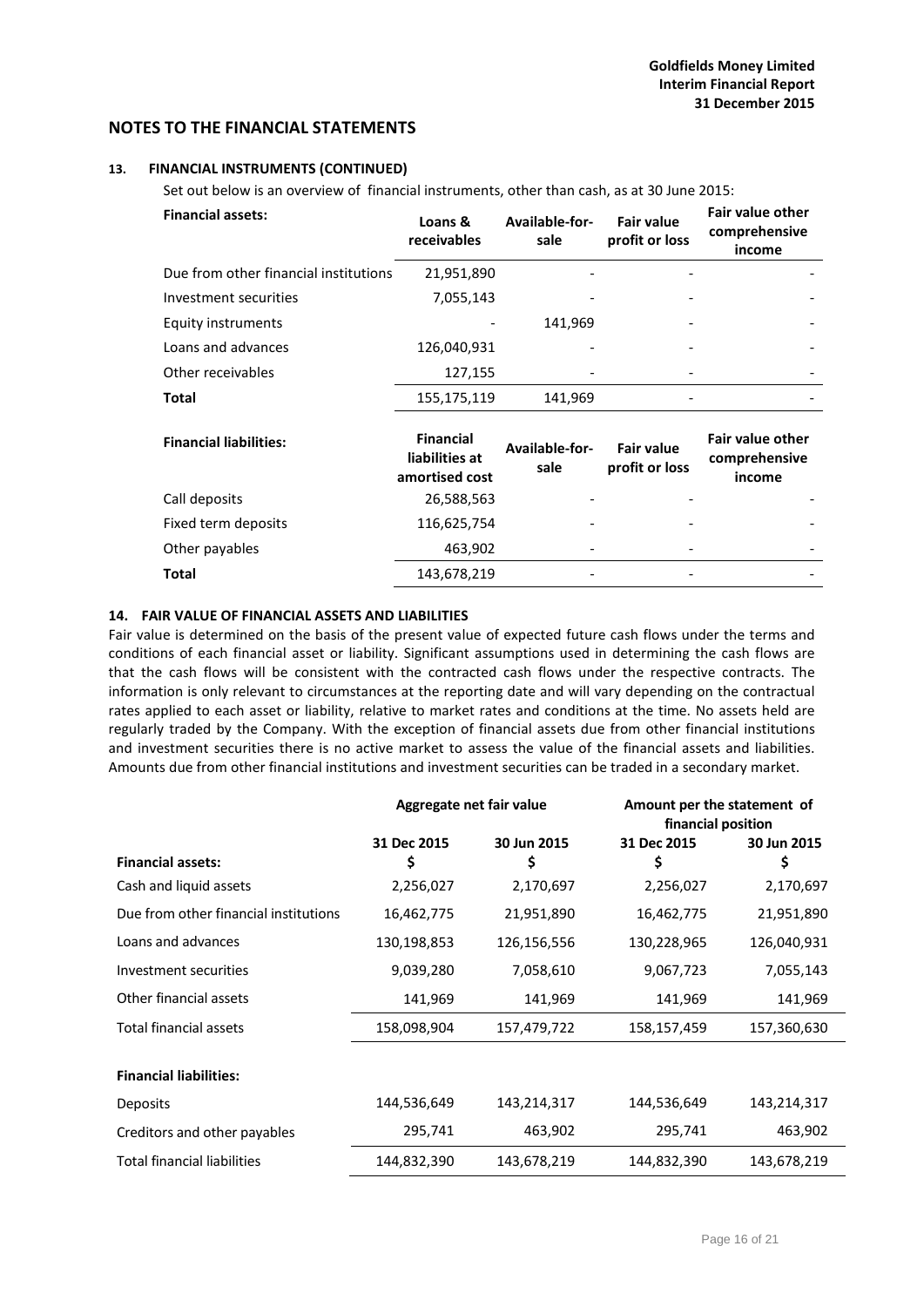## NOTES TO THE FINANCIAL STATEMENTS

### 13. FINANCIAL INSTRUMENTS (CONTINUED)

Set out below is an overview of financial instruments, other than cash, as at 30 June 2015:

| Financial assets: | Loans & receivables | Available-for-sale | Fair value profit or loss | Fair value other comprehensive income |
|---|---|---|---|---|
| Due from other financial institutions | 21,951,890 | - | - | - |
| Investment securities | 7,055,143 | - | - | - |
| Equity instruments | - | 141,969 | - | - |
| Loans and advances | 126,040,931 | - | - | - |
| Other receivables | 127,155 | - | - | - |
| **Total** | 155,175,119 | 141,969 | - | - |

| Financial liabilities: | Financial liabilities at amortised cost | Available-for-sale | Fair value profit or loss | Fair value other comprehensive income |
|---|---|---|---|---|
| Call deposits | 26,588,563 | - | - | - |
| Fixed term deposits | 116,625,754 | - | - | - |
| Other payables | 463,902 | - | - | - |
| **Total** | 143,678,219 | - | - | - |

### 14. FAIR VALUE OF FINANCIAL ASSETS AND LIABILITIES

Fair value is determined on the basis of the present value of expected future cash flows under the terms and conditions of each financial asset or liability. Significant assumptions used in determining the cash flows are that the cash flows will be consistent with the contracted cash flows under the respective contracts. The information is only relevant to circumstances at the reporting date and will vary depending on the contractual rates applied to each asset or liability, relative to market rates and conditions at the time. No assets held are regularly traded by the Company. With the exception of financial assets due from other financial institutions and investment securities there is no active market to assess the value of the financial assets and liabilities. Amounts due from other financial institutions and investment securities can be traded in a secondary market.

| | Aggregate net fair value | | Amount per the statement of financial position | |
|---|---|---|---|---|
| | 31 Dec 2015 $ | 30 Jun 2015 $ | 31 Dec 2015 $ | 30 Jun 2015 $ |
| **Financial assets:** | | | | |
| Cash and liquid assets | 2,256,027 | 2,170,697 | 2,256,027 | 2,170,697 |
| Due from other financial institutions | 16,462,775 | 21,951,890 | 16,462,775 | 21,951,890 |
| Loans and advances | 130,198,853 | 126,156,556 | 130,228,965 | 126,040,931 |
| Investment securities | 9,039,280 | 7,058,610 | 9,067,723 | 7,055,143 |
| Other financial assets | 141,969 | 141,969 | 141,969 | 141,969 |
| Total financial assets | 158,098,904 | 157,479,722 | 158,157,459 | 157,360,630 |
| **Financial liabilities:** | | | | |
| Deposits | 144,536,649 | 143,214,317 | 144,536,649 | 143,214,317 |
| Creditors and other payables | 295,741 | 463,902 | 295,741 | 463,902 |
| Total financial liabilities | 144,832,390 | 143,678,219 | 144,832,390 | 143,678,219 |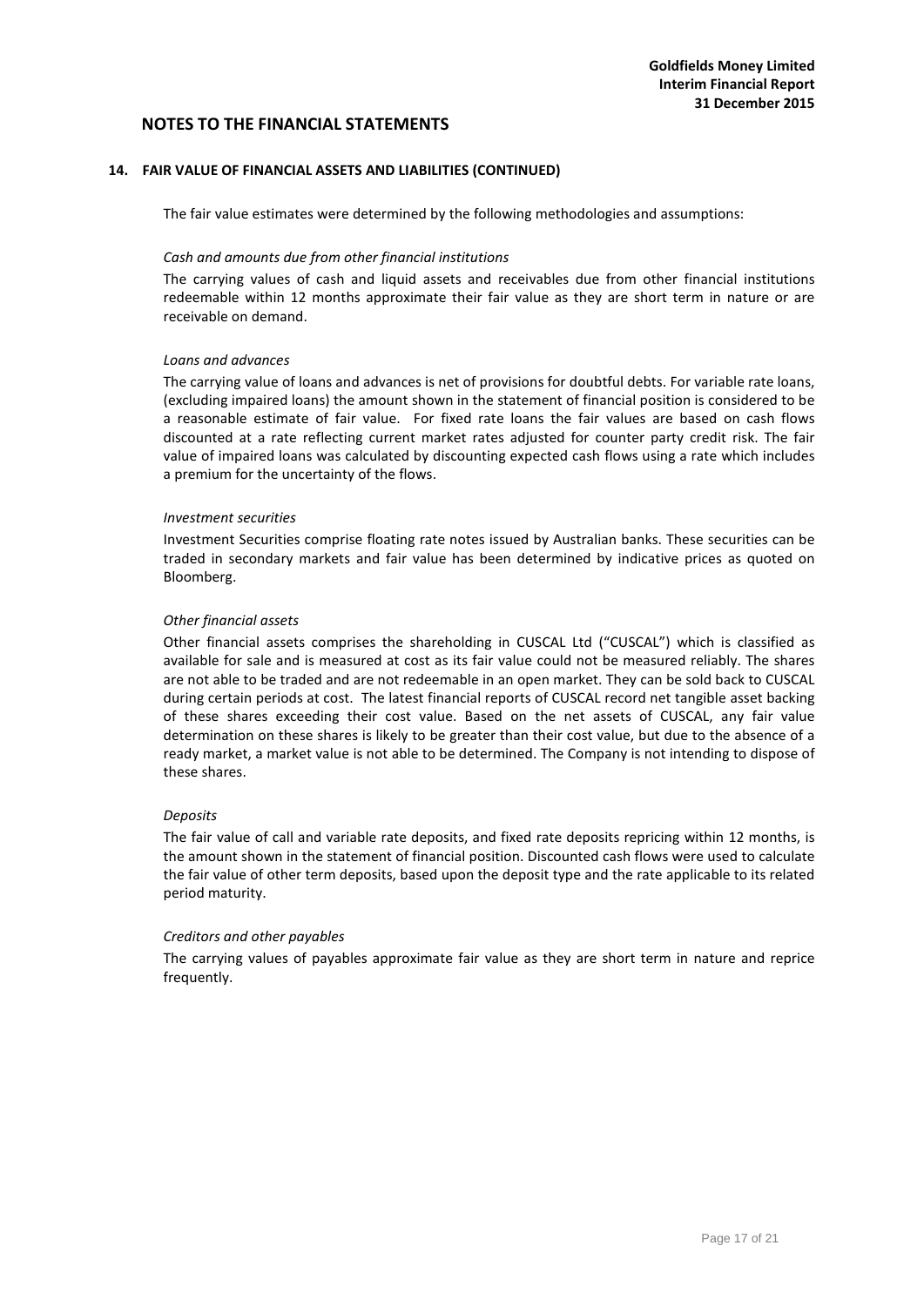## NOTES TO THE FINANCIAL STATEMENTS

### 14. FAIR VALUE OF FINANCIAL ASSETS AND LIABILITIES (CONTINUED)

The fair value estimates were determined by the following methodologies and assumptions:

*Cash and amounts due from other financial institutions*

The carrying values of cash and liquid assets and receivables due from other financial institutions redeemable within 12 months approximate their fair value as they are short term in nature or are receivable on demand.

*Loans and advances*

The carrying value of loans and advances is net of provisions for doubtful debts. For variable rate loans, (excluding impaired loans) the amount shown in the statement of financial position is considered to be a reasonable estimate of fair value. For fixed rate loans the fair values are based on cash flows discounted at a rate reflecting current market rates adjusted for counter party credit risk. The fair value of impaired loans was calculated by discounting expected cash flows using a rate which includes a premium for the uncertainty of the flows.

*Investment securities*

Investment Securities comprise floating rate notes issued by Australian banks. These securities can be traded in secondary markets and fair value has been determined by indicative prices as quoted on Bloomberg.

*Other financial assets*

Other financial assets comprises the shareholding in CUSCAL Ltd ("CUSCAL") which is classified as available for sale and is measured at cost as its fair value could not be measured reliably. The shares are not able to be traded and are not redeemable in an open market. They can be sold back to CUSCAL during certain periods at cost. The latest financial reports of CUSCAL record net tangible asset backing of these shares exceeding their cost value. Based on the net assets of CUSCAL, any fair value determination on these shares is likely to be greater than their cost value, but due to the absence of a ready market, a market value is not able to be determined. The Company is not intending to dispose of these shares.

*Deposits*

The fair value of call and variable rate deposits, and fixed rate deposits repricing within 12 months, is the amount shown in the statement of financial position. Discounted cash flows were used to calculate the fair value of other term deposits, based upon the deposit type and the rate applicable to its related period maturity.

*Creditors and other payables*

The carrying values of payables approximate fair value as they are short term in nature and reprice frequently.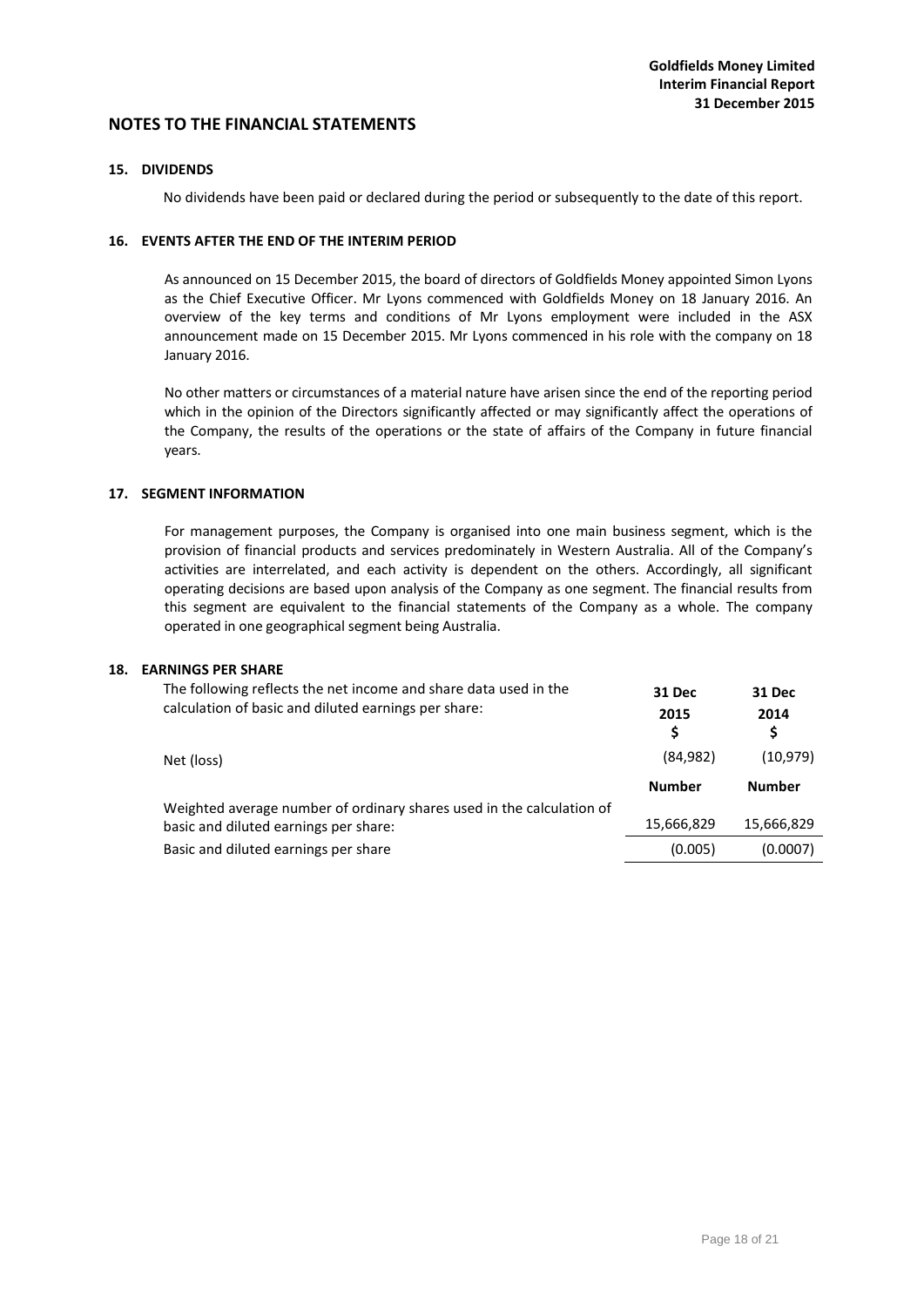## NOTES TO THE FINANCIAL STATEMENTS

### 15. DIVIDENDS

No dividends have been paid or declared during the period or subsequently to the date of this report.

### 16. EVENTS AFTER THE END OF THE INTERIM PERIOD

As announced on 15 December 2015, the board of directors of Goldfields Money appointed Simon Lyons as the Chief Executive Officer. Mr Lyons commenced with Goldfields Money on 18 January 2016. An overview of the key terms and conditions of Mr Lyons employment were included in the ASX announcement made on 15 December 2015. Mr Lyons commenced in his role with the company on 18 January 2016.

No other matters or circumstances of a material nature have arisen since the end of the reporting period which in the opinion of the Directors significantly affected or may significantly affect the operations of the Company, the results of the operations or the state of affairs of the Company in future financial years.

### 17. SEGMENT INFORMATION

For management purposes, the Company is organised into one main business segment, which is the provision of financial products and services predominately in Western Australia. All of the Company's activities are interrelated, and each activity is dependent on the others. Accordingly, all significant operating decisions are based upon analysis of the Company as one segment. The financial results from this segment are equivalent to the financial statements of the Company as a whole. The company operated in one geographical segment being Australia.

### 18. EARNINGS PER SHARE

| The following reflects the net income and share data used in the calculation of basic and diluted earnings per share: | 31 Dec 2015 $ | 31 Dec 2014 $ |
|---|---|---|
| Net (loss) | (84,982) | (10,979) |
| | **Number** | **Number** |
| Weighted average number of ordinary shares used in the calculation of basic and diluted earnings per share: | 15,666,829 | 15,666,829 |
| Basic and diluted earnings per share | (0.005) | (0.0007) |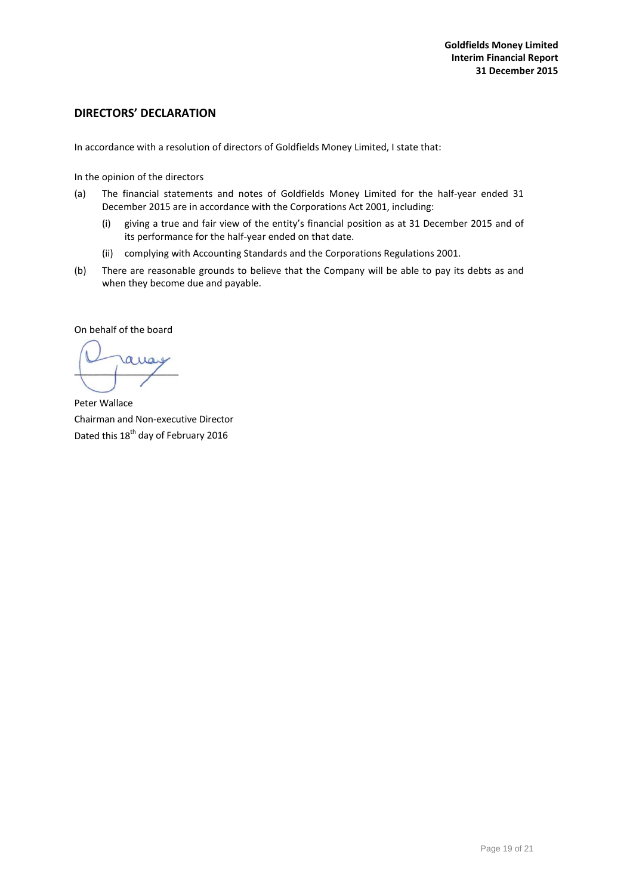## DIRECTORS' DECLARATION

In accordance with a resolution of directors of Goldfields Money Limited, I state that:

In the opinion of the directors

(a) The financial statements and notes of Goldfields Money Limited for the half-year ended 31 December 2015 are in accordance with the Corporations Act 2001, including:

    (i) giving a true and fair view of the entity's financial position as at 31 December 2015 and of its performance for the half-year ended on that date.

    (ii) complying with Accounting Standards and the Corporations Regulations 2001.

(b) There are reasonable grounds to believe that the Company will be able to pay its debts as and when they become due and payable.

On behalf of the board

Peter Wallace
Chairman and Non-executive Director
Dated this 18th day of February 2016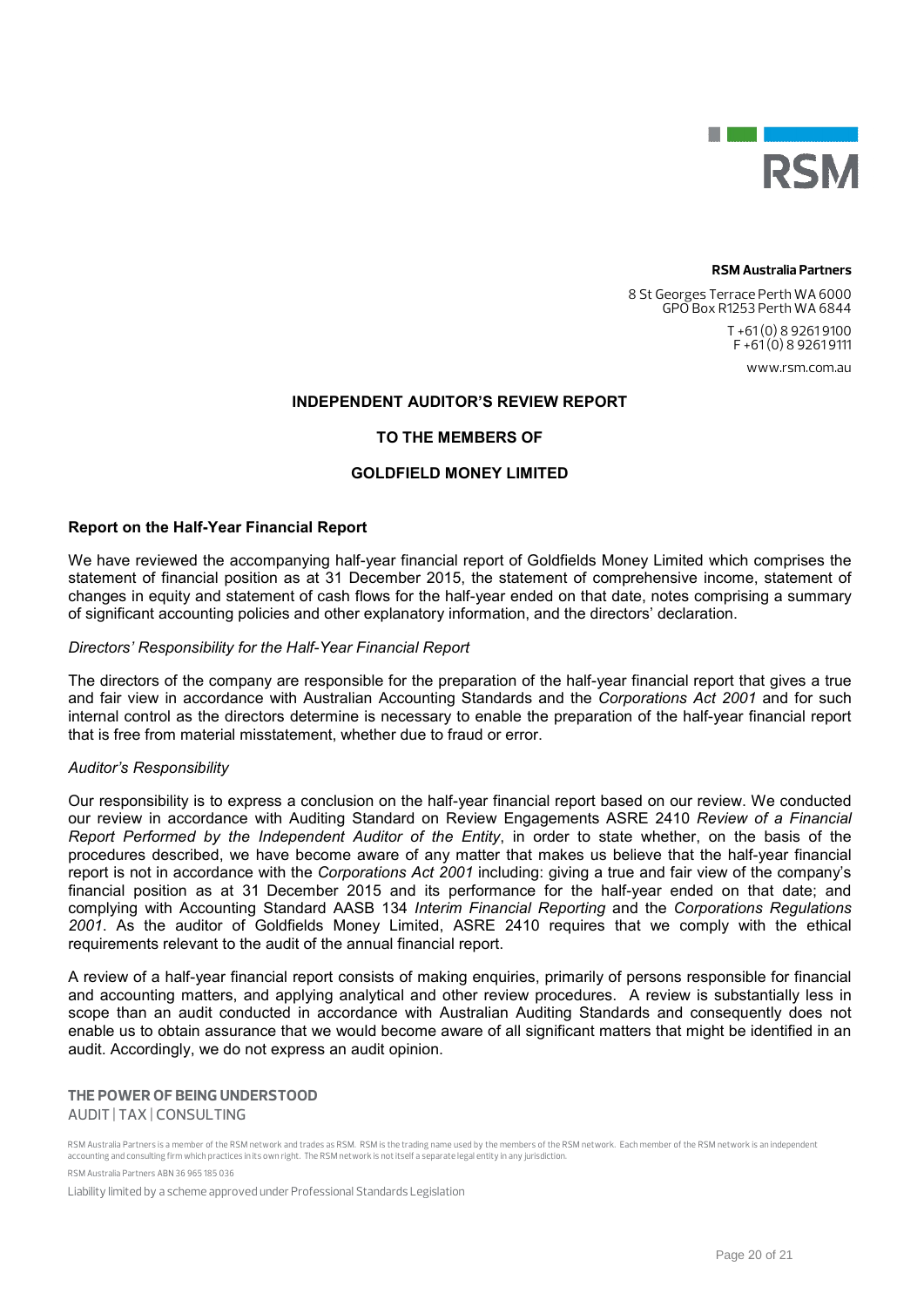**RSM Australia Partners**

8 St Georges Terrace Perth WA 6000
GPO Box R1253 Perth WA 6844

T +61 (0) 8 9261 9100
F +61 (0) 8 9261 9111

www.rsm.com.au

# INDEPENDENT AUDITOR'S REVIEW REPORT

# TO THE MEMBERS OF

# GOLDFIELD MONEY LIMITED

## Report on the Half-Year Financial Report

We have reviewed the accompanying half-year financial report of Goldfields Money Limited which comprises the statement of financial position as at 31 December 2015, the statement of comprehensive income, statement of changes in equity and statement of cash flows for the half-year ended on that date, notes comprising a summary of significant accounting policies and other explanatory information, and the directors' declaration.

### *Directors' Responsibility for the Half-Year Financial Report*

The directors of the company are responsible for the preparation of the half-year financial report that gives a true and fair view in accordance with Australian Accounting Standards and the *Corporations Act 2001* and for such internal control as the directors determine is necessary to enable the preparation of the half-year financial report that is free from material misstatement, whether due to fraud or error.

### *Auditor's Responsibility*

Our responsibility is to express a conclusion on the half-year financial report based on our review. We conducted our review in accordance with Auditing Standard on Review Engagements ASRE 2410 *Review of a Financial Report Performed by the Independent Auditor of the Entity*, in order to state whether, on the basis of the procedures described, we have become aware of any matter that makes us believe that the half-year financial report is not in accordance with the *Corporations Act 2001* including: giving a true and fair view of the company's financial position as at 31 December 2015 and its performance for the half-year ended on that date; and complying with Accounting Standard AASB 134 *Interim Financial Reporting* and the *Corporations Regulations 2001*. As the auditor of Goldfields Money Limited, ASRE 2410 requires that we comply with the ethical requirements relevant to the audit of the annual financial report.

A review of a half-year financial report consists of making enquiries, primarily of persons responsible for financial and accounting matters, and applying analytical and other review procedures. A review is substantially less in scope than an audit conducted in accordance with Australian Auditing Standards and consequently does not enable us to obtain assurance that we would become aware of all significant matters that might be identified in an audit. Accordingly, we do not express an audit opinion.

**THE POWER OF BEING UNDERSTOOD**
AUDIT | TAX | CONSULTING

RSM Australia Partners is a member of the RSM network and trades as RSM. RSM is the trading name used by the members of the RSM network. Each member of the RSM network is an independent accounting and consulting firm which practices in its own right. The RSM network is not itself a separate legal entity in any jurisdiction.

RSM Australia Partners ABN 36 965 185 036

Liability limited by a scheme approved under Professional Standards Legislation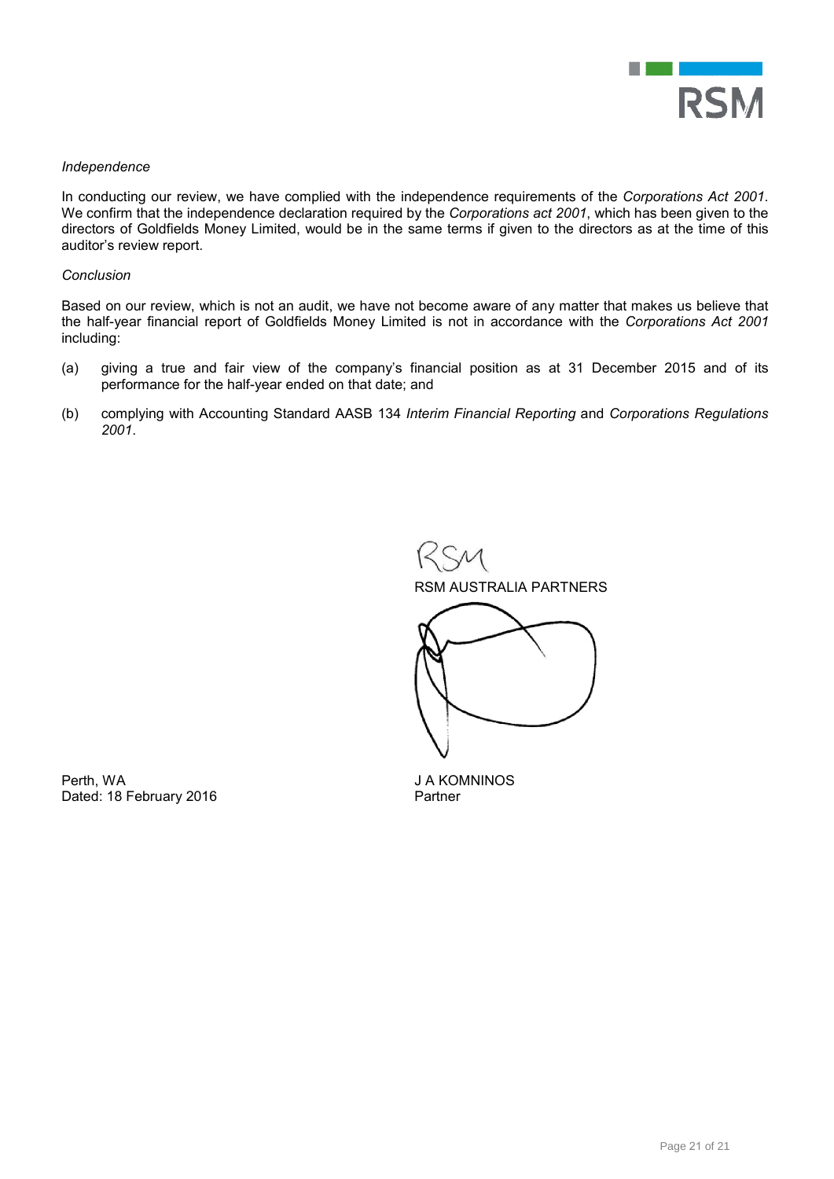*Independence*

In conducting our review, we have complied with the independence requirements of the *Corporations Act 2001*. We confirm that the independence declaration required by the *Corporations act 2001*, which has been given to the directors of Goldfields Money Limited, would be in the same terms if given to the directors as at the time of this auditor's review report.

*Conclusion*

Based on our review, which is not an audit, we have not become aware of any matter that makes us believe that the half-year financial report of Goldfields Money Limited is not in accordance with the *Corporations Act 2001* including:

(a) giving a true and fair view of the company's financial position as at 31 December 2015 and of its performance for the half-year ended on that date; and

(b) complying with Accounting Standard AASB 134 *Interim Financial Reporting* and *Corporations Regulations 2001*.

RSM AUSTRALIA PARTNERS

Perth, WA
Dated: 18 February 2016

J A KOMNINOS
Partner